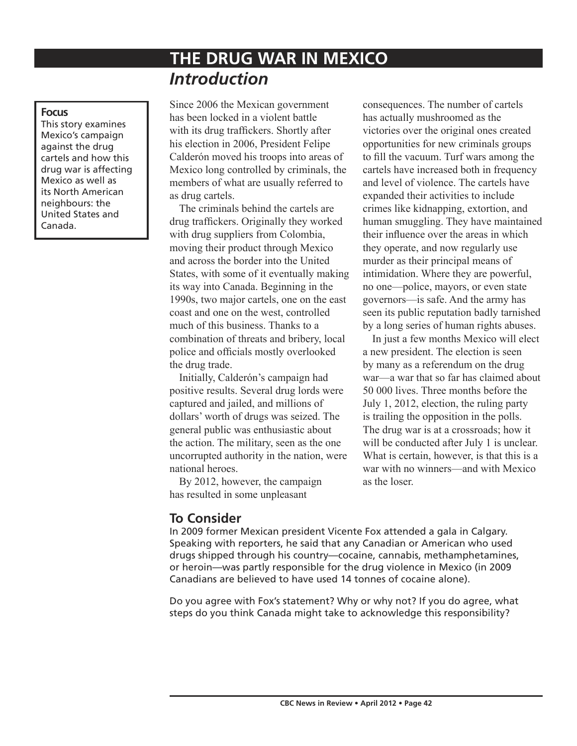# THE DRUG WAR IN MEXICO

## *Introduction*

**Focus**

This story examines Mexico's campaign against the drug cartels and how this drug war is affecting Mexico as well as its North American neighbours: the United States and Canada.

Since 2006 the Mexican government has been locked in a violent battle with its drug traffickers. Shortly after his election in 2006, President Felipe Calderón moved his troops into areas of Mexico long controlled by criminals, the members of what are usually referred to as drug cartels.

The criminals behind the cartels are drug traffickers. Originally they worked with drug suppliers from Colombia, moving their product through Mexico and across the border into the United States, with some of it eventually making its way into Canada. Beginning in the 1990s, two major cartels, one on the east coast and one on the west, controlled much of this business. Thanks to a combination of threats and bribery, local police and officials mostly overlooked the drug trade.

Initially, Calderón's campaign had positive results. Several drug lords were captured and jailed, and millions of dollars' worth of drugs was seized. The general public was enthusiastic about the action. The military, seen as the one uncorrupted authority in the nation, were national heroes.

By 2012, however, the campaign has resulted in some unpleasant consequences. The number of cartels has actually mushroomed as the victories over the original ones created opportunities for new criminals groups to fill the vacuum. Turf wars among the cartels have increased both in frequency and level of violence. The cartels have expanded their activities to include crimes like kidnapping, extortion, and human smuggling. They have maintained their influence over the areas in which they operate, and now regularly use murder as their principal means of intimidation. Where they are powerful, no one—police, mayors, or even state governors—is safe. And the army has seen its public reputation badly tarnished by a long series of human rights abuses.

In just a few months Mexico will elect a new president. The election is seen by many as a referendum on the drug war—a war that so far has claimed about 50 000 lives. Three months before the July 1, 2012, election, the ruling party is trailing the opposition in the polls. The drug war is at a crossroads; how it will be conducted after July 1 is unclear. What is certain, however, is that this is a war with no winners—and with Mexico as the loser.

## To Consider

In 2009 former Mexican president Vicente Fox attended a gala in Calgary. Speaking with reporters, he said that any Canadian or American who used drugs shipped through his country—cocaine, cannabis, methamphetamines, or heroin—was partly responsible for the drug violence in Mexico (in 2009 Canadians are believed to have used 14 tonnes of cocaine alone).

Do you agree with Fox's statement? Why or why not? If you do agree, what steps do you think Canada might take to acknowledge this responsibility?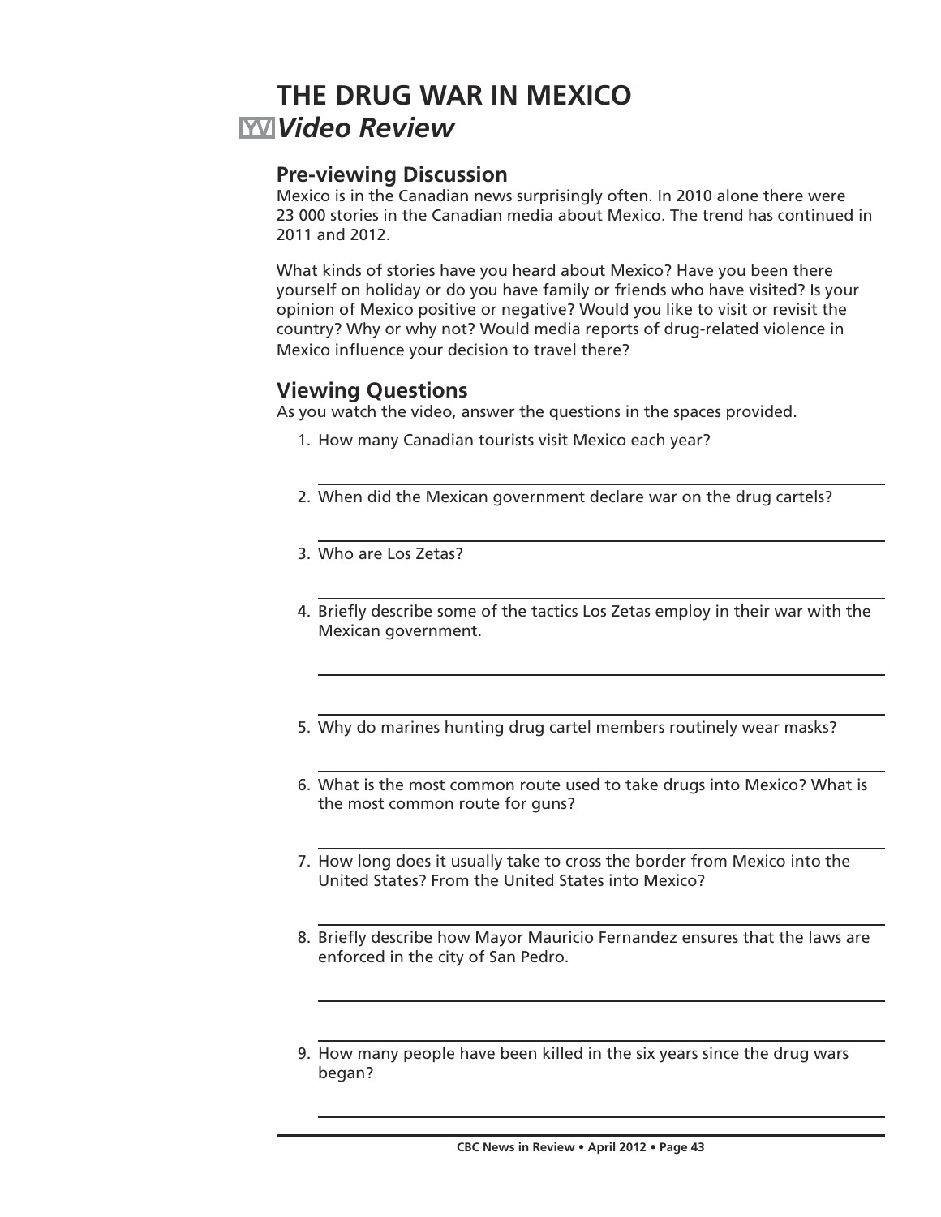# THE DRUG WAR IN MEXICO

## *Video Review*

### Pre-viewing Discussion

Mexico is in the Canadian news surprisingly often. In 2010 alone there were 23 000 stories in the Canadian media about Mexico. The trend has continued in 2011 and 2012.

What kinds of stories have you heard about Mexico? Have you been there yourself on holiday or do you have family or friends who have visited? Is your opinion of Mexico positive or negative? Would you like to visit or revisit the country? Why or why not? Would media reports of drug-related violence in Mexico influence your decision to travel there?

### Viewing Questions

As you watch the video, answer the questions in the spaces provided.

1. How many Canadian tourists visit Mexico each year?

   ______________________________________________

2. When did the Mexican government declare war on the drug cartels?

   ______________________________________________

3. Who are Los Zetas?

   ______________________________________________

4. Briefly describe some of the tactics Los Zetas employ in their war with the Mexican government.

   ______________________________________________

   ______________________________________________

5. Why do marines hunting drug cartel members routinely wear masks?

   ______________________________________________

6. What is the most common route used to take drugs into Mexico? What is the most common route for guns?

   ______________________________________________

7. How long does it usually take to cross the border from Mexico into the United States? From the United States into Mexico?

   ______________________________________________

8. Briefly describe how Mayor Mauricio Fernandez ensures that the laws are enforced in the city of San Pedro.

   ______________________________________________

   ______________________________________________

9. How many people have been killed in the six years since the drug wars began?

   ______________________________________________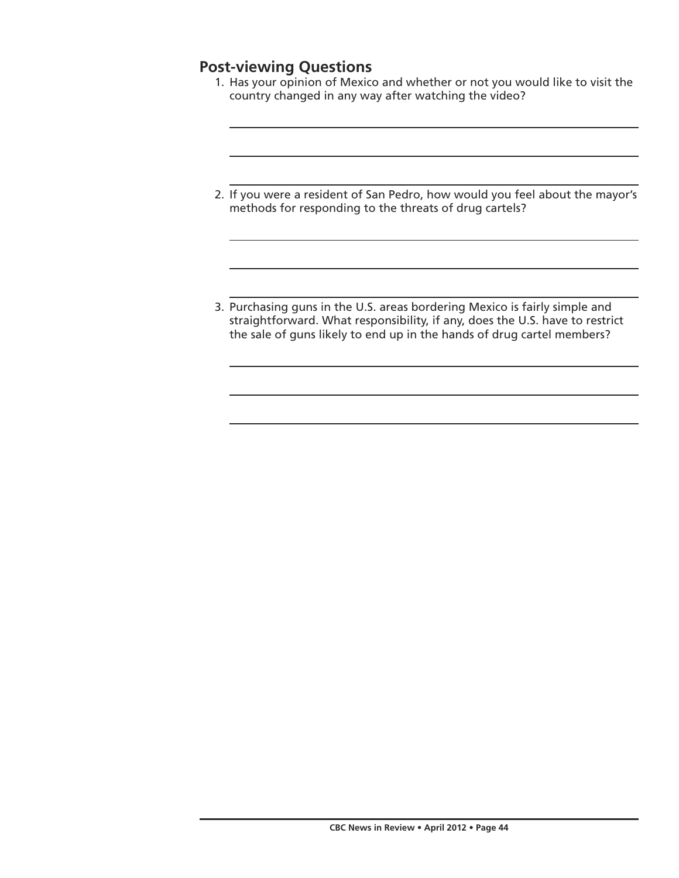## Post-viewing Questions

1. Has your opinion of Mexico and whether or not you would like to visit the country changed in any way after watching the video?

2. If you were a resident of San Pedro, how would you feel about the mayor's methods for responding to the threats of drug cartels?

3. Purchasing guns in the U.S. areas bordering Mexico is fairly simple and straightforward. What responsibility, if any, does the U.S. have to restrict the sale of guns likely to end up in the hands of drug cartel members?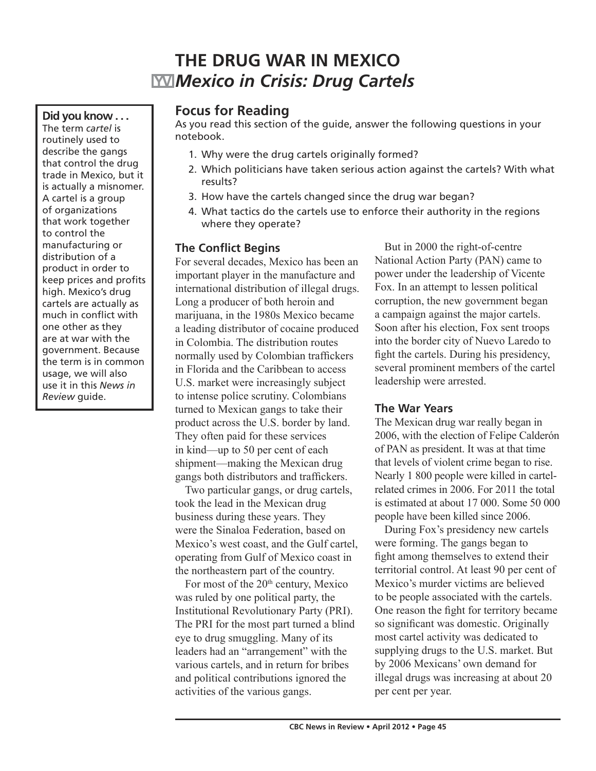# THE DRUG WAR IN MEXICO

## *Mexico in Crisis: Drug Cartels*

**Did you know . . .**
The term *cartel* is routinely used to describe the gangs that control the drug trade in Mexico, but it is actually a misnomer. A cartel is a group of organizations that work together to control the manufacturing or distribution of a product in order to keep prices and profits high. Mexico's drug cartels are actually as much in conflict with one other as they are at war with the government. Because the term is in common usage, we will also use it in this *News in Review* guide.

## Focus for Reading

As you read this section of the guide, answer the following questions in your notebook.

1. Why were the drug cartels originally formed?
2. Which politicians have taken serious action against the cartels? With what results?
3. How have the cartels changed since the drug war began?
4. What tactics do the cartels use to enforce their authority in the regions where they operate?

### The Conflict Begins

For several decades, Mexico has been an important player in the manufacture and international distribution of illegal drugs. Long a producer of both heroin and marijuana, in the 1980s Mexico became a leading distributor of cocaine produced in Colombia. The distribution routes normally used by Colombian traffickers in Florida and the Caribbean to access U.S. market were increasingly subject to intense police scrutiny. Colombians turned to Mexican gangs to take their product across the U.S. border by land. They often paid for these services in kind—up to 50 per cent of each shipment—making the Mexican drug gangs both distributors and traffickers.

Two particular gangs, or drug cartels, took the lead in the Mexican drug business during these years. They were the Sinaloa Federation, based on Mexico's west coast, and the Gulf cartel, operating from Gulf of Mexico coast in the northeastern part of the country.

For most of the 20th century, Mexico was ruled by one political party, the Institutional Revolutionary Party (PRI). The PRI for the most part turned a blind eye to drug smuggling. Many of its leaders had an "arrangement" with the various cartels, and in return for bribes and political contributions ignored the activities of the various gangs.

But in 2000 the right-of-centre National Action Party (PAN) came to power under the leadership of Vicente Fox. In an attempt to lessen political corruption, the new government began a campaign against the major cartels. Soon after his election, Fox sent troops into the border city of Nuevo Laredo to fight the cartels. During his presidency, several prominent members of the cartel leadership were arrested.

### The War Years

The Mexican drug war really began in 2006, with the election of Felipe Calderón of PAN as president. It was at that time that levels of violent crime began to rise. Nearly 1 800 people were killed in cartel-related crimes in 2006. For 2011 the total is estimated at about 17 000. Some 50 000 people have been killed since 2006.

During Fox's presidency new cartels were forming. The gangs began to fight among themselves to extend their territorial control. At least 90 per cent of Mexico's murder victims are believed to be people associated with the cartels. One reason the fight for territory became so significant was domestic. Originally most cartel activity was dedicated to supplying drugs to the U.S. market. But by 2006 Mexicans' own demand for illegal drugs was increasing at about 20 per cent per year.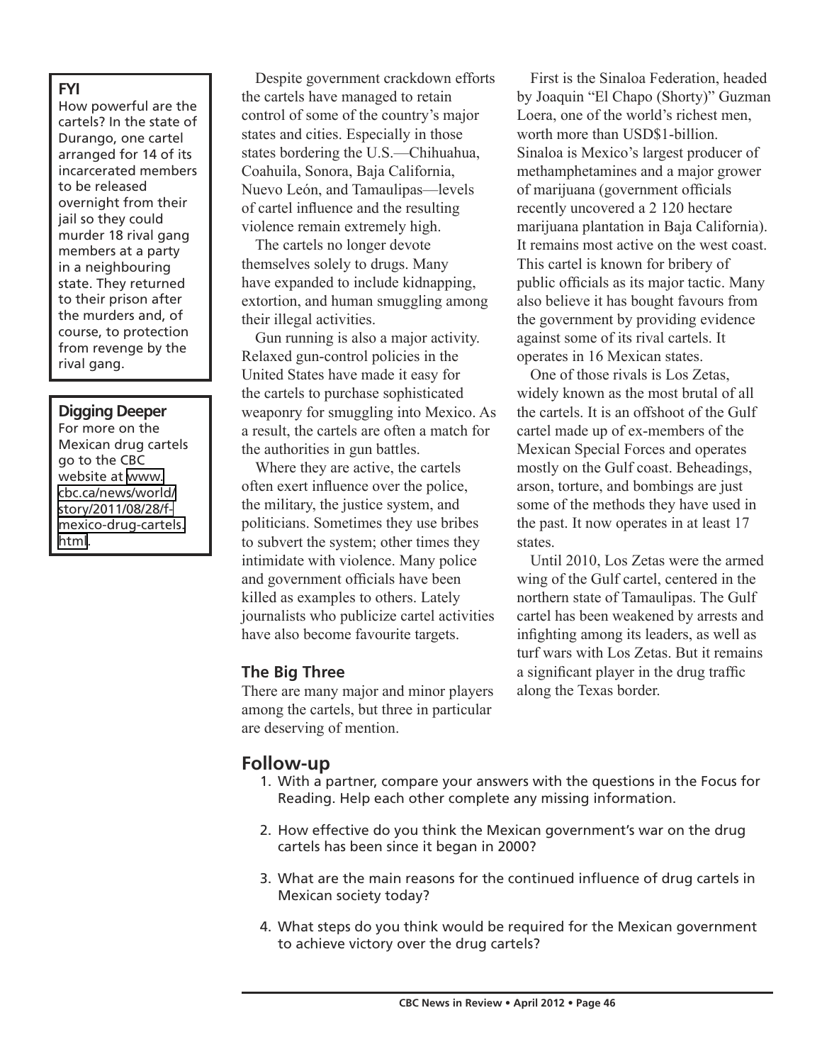**FYI**

How powerful are the cartels? In the state of Durango, one cartel arranged for 14 of its incarcerated members to be released overnight from their jail so they could murder 18 rival gang members at a party in a neighbouring state. They returned to their prison after the murders and, of course, to protection from revenge by the rival gang.

**Digging Deeper**

For more on the Mexican drug cartels go to the CBC website at www.cbc.ca/news/world/story/2011/08/28/f-mexico-drug-cartels.html.

Despite government crackdown efforts the cartels have managed to retain control of some of the country's major states and cities. Especially in those states bordering the U.S.—Chihuahua, Coahuila, Sonora, Baja California, Nuevo León, and Tamaulipas—levels of cartel influence and the resulting violence remain extremely high.

The cartels no longer devote themselves solely to drugs. Many have expanded to include kidnapping, extortion, and human smuggling among their illegal activities.

Gun running is also a major activity. Relaxed gun-control policies in the United States have made it easy for the cartels to purchase sophisticated weaponry for smuggling into Mexico. As a result, the cartels are often a match for the authorities in gun battles.

Where they are active, the cartels often exert influence over the police, the military, the justice system, and politicians. Sometimes they use bribes to subvert the system; other times they intimidate with violence. Many police and government officials have been killed as examples to others. Lately journalists who publicize cartel activities have also become favourite targets.

### The Big Three

There are many major and minor players among the cartels, but three in particular are deserving of mention.

First is the Sinaloa Federation, headed by Joaquin "El Chapo (Shorty)" Guzman Loera, one of the world's richest men, worth more than USD$1-billion. Sinaloa is Mexico's largest producer of methamphetamines and a major grower of marijuana (government officials recently uncovered a 2 120 hectare marijuana plantation in Baja California). It remains most active on the west coast. This cartel is known for bribery of public officials as its major tactic. Many also believe it has bought favours from the government by providing evidence against some of its rival cartels. It operates in 16 Mexican states.

One of those rivals is Los Zetas, widely known as the most brutal of all the cartels. It is an offshoot of the Gulf cartel made up of ex-members of the Mexican Special Forces and operates mostly on the Gulf coast. Beheadings, arson, torture, and bombings are just some of the methods they have used in the past. It now operates in at least 17 states.

Until 2010, Los Zetas were the armed wing of the Gulf cartel, centered in the northern state of Tamaulipas. The Gulf cartel has been weakened by arrests and infighting among its leaders, as well as turf wars with Los Zetas. But it remains a significant player in the drug traffic along the Texas border.

## Follow-up

1. With a partner, compare your answers with the questions in the Focus for Reading. Help each other complete any missing information.
2. How effective do you think the Mexican government's war on the drug cartels has been since it began in 2000?
3. What are the main reasons for the continued influence of drug cartels in Mexican society today?
4. What steps do you think would be required for the Mexican government to achieve victory over the drug cartels?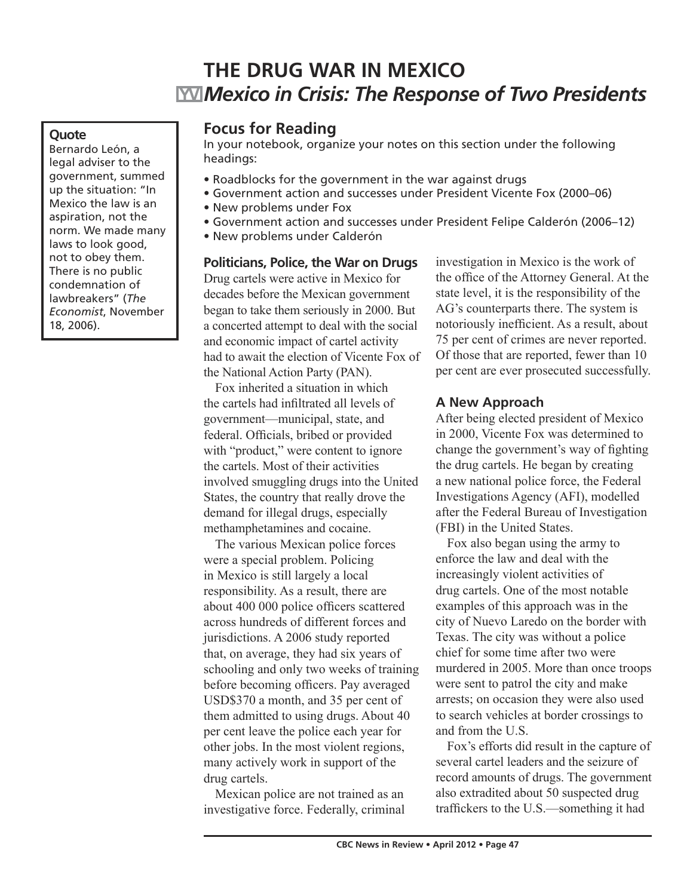# THE DRUG WAR IN MEXICO

## *Mexico in Crisis: The Response of Two Presidents*

**Quote**

Bernardo León, a legal adviser to the government, summed up the situation: "In Mexico the law is an aspiration, not the norm. We made many laws to look good, not to obey them. There is no public condemnation of lawbreakers" (*The Economist*, November 18, 2006).

### Focus for Reading

In your notebook, organize your notes on this section under the following headings:

- Roadblocks for the government in the war against drugs
- Government action and successes under President Vicente Fox (2000–06)
- New problems under Fox
- Government action and successes under President Felipe Calderón (2006–12)
- New problems under Calderón

#### Politicians, Police, the War on Drugs

Drug cartels were active in Mexico for decades before the Mexican government began to take them seriously in 2000. But a concerted attempt to deal with the social and economic impact of cartel activity had to await the election of Vicente Fox of the National Action Party (PAN).

Fox inherited a situation in which the cartels had infiltrated all levels of government—municipal, state, and federal. Officials, bribed or provided with "product," were content to ignore the cartels. Most of their activities involved smuggling drugs into the United States, the country that really drove the demand for illegal drugs, especially methamphetamines and cocaine.

The various Mexican police forces were a special problem. Policing in Mexico is still largely a local responsibility. As a result, there are about 400 000 police officers scattered across hundreds of different forces and jurisdictions. A 2006 study reported that, on average, they had six years of schooling and only two weeks of training before becoming officers. Pay averaged USD$370 a month, and 35 per cent of them admitted to using drugs. About 40 per cent leave the police each year for other jobs. In the most violent regions, many actively work in support of the drug cartels.

Mexican police are not trained as an investigative force. Federally, criminal investigation in Mexico is the work of the office of the Attorney General. At the state level, it is the responsibility of the AG's counterparts there. The system is notoriously inefficient. As a result, about 75 per cent of crimes are never reported. Of those that are reported, fewer than 10 per cent are ever prosecuted successfully.

### A New Approach

After being elected president of Mexico in 2000, Vicente Fox was determined to change the government's way of fighting the drug cartels. He began by creating a new national police force, the Federal Investigations Agency (AFI), modelled after the Federal Bureau of Investigation (FBI) in the United States.

Fox also began using the army to enforce the law and deal with the increasingly violent activities of drug cartels. One of the most notable examples of this approach was in the city of Nuevo Laredo on the border with Texas. The city was without a police chief for some time after two were murdered in 2005. More than once troops were sent to patrol the city and make arrests; on occasion they were also used to search vehicles at border crossings to and from the U.S.

Fox's efforts did result in the capture of several cartel leaders and the seizure of record amounts of drugs. The government also extradited about 50 suspected drug traffickers to the U.S.—something it had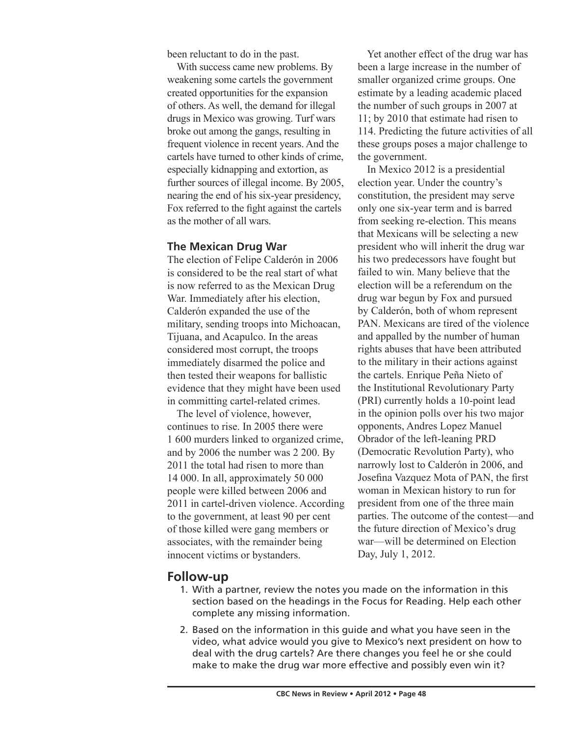been reluctant to do in the past.

With success came new problems. By weakening some cartels the government created opportunities for the expansion of others. As well, the demand for illegal drugs in Mexico was growing. Turf wars broke out among the gangs, resulting in frequent violence in recent years. And the cartels have turned to other kinds of crime, especially kidnapping and extortion, as further sources of illegal income. By 2005, nearing the end of his six-year presidency, Fox referred to the fight against the cartels as the mother of all wars.

### The Mexican Drug War

The election of Felipe Calderón in 2006 is considered to be the real start of what is now referred to as the Mexican Drug War. Immediately after his election, Calderón expanded the use of the military, sending troops into Michoacan, Tijuana, and Acapulco. In the areas considered most corrupt, the troops immediately disarmed the police and then tested their weapons for ballistic evidence that they might have been used in committing cartel-related crimes.

The level of violence, however, continues to rise. In 2005 there were 1 600 murders linked to organized crime, and by 2006 the number was 2 200. By 2011 the total had risen to more than 14 000. In all, approximately 50 000 people were killed between 2006 and 2011 in cartel-driven violence. According to the government, at least 90 per cent of those killed were gang members or associates, with the remainder being innocent victims or bystanders.

Yet another effect of the drug war has been a large increase in the number of smaller organized crime groups. One estimate by a leading academic placed the number of such groups in 2007 at 11; by 2010 that estimate had risen to 114. Predicting the future activities of all these groups poses a major challenge to the government.

In Mexico 2012 is a presidential election year. Under the country's constitution, the president may serve only one six-year term and is barred from seeking re-election. This means that Mexicans will be selecting a new president who will inherit the drug war his two predecessors have fought but failed to win. Many believe that the election will be a referendum on the drug war begun by Fox and pursued by Calderón, both of whom represent PAN. Mexicans are tired of the violence and appalled by the number of human rights abuses that have been attributed to the military in their actions against the cartels. Enrique Peña Nieto of the Institutional Revolutionary Party (PRI) currently holds a 10-point lead in the opinion polls over his two major opponents, Andres Lopez Manuel Obrador of the left-leaning PRD (Democratic Revolution Party), who narrowly lost to Calderón in 2006, and Josefina Vazquez Mota of PAN, the first woman in Mexican history to run for president from one of the three main parties. The outcome of the contest—and the future direction of Mexico's drug war—will be determined on Election Day, July 1, 2012.

## Follow-up

1. With a partner, review the notes you made on the information in this section based on the headings in the Focus for Reading. Help each other complete any missing information.
2. Based on the information in this guide and what you have seen in the video, what advice would you give to Mexico's next president on how to deal with the drug cartels? Are there changes you feel he or she could make to make the drug war more effective and possibly even win it?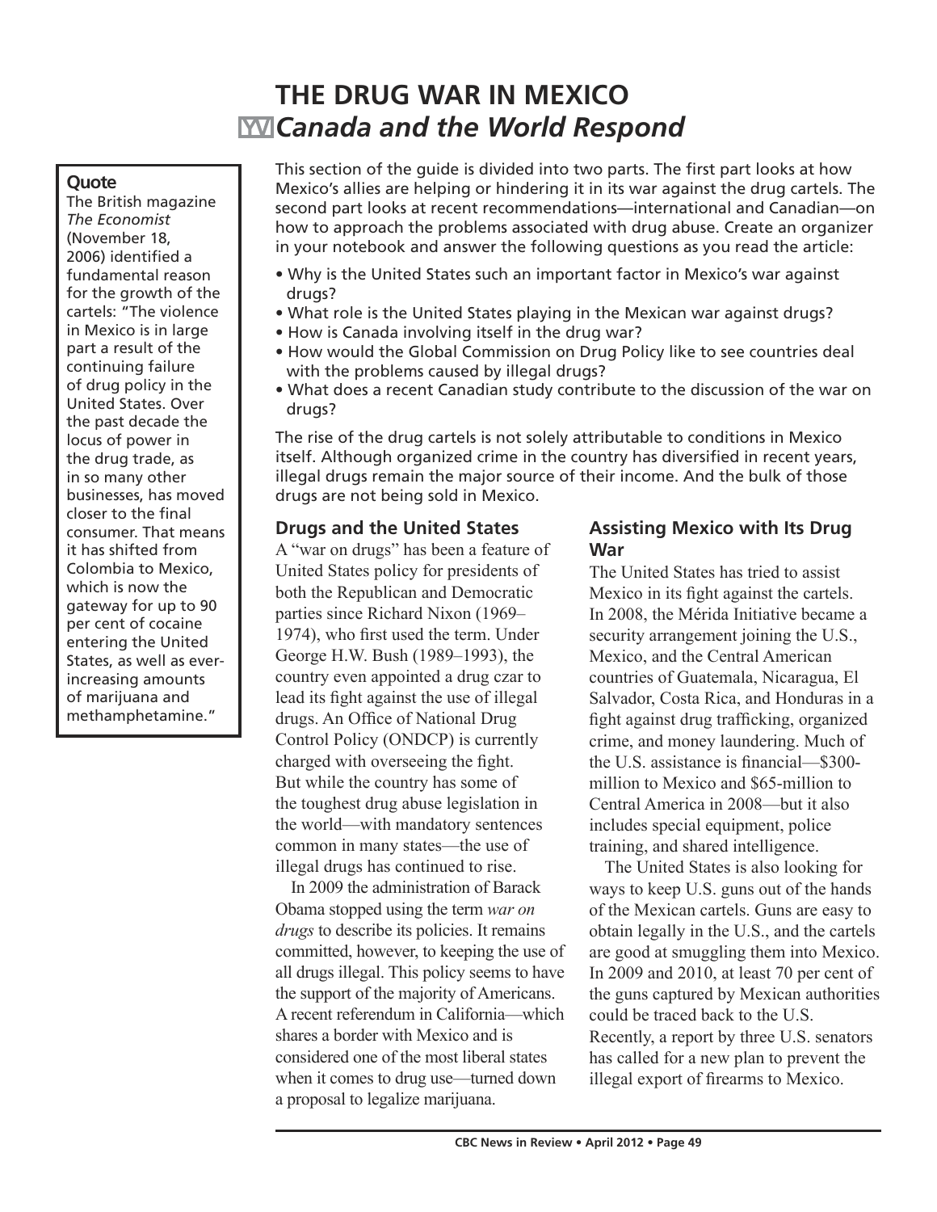# THE DRUG WAR IN MEXICO

## *Canada and the World Respond*

This section of the guide is divided into two parts. The first part looks at how Mexico's allies are helping or hindering it in its war against the drug cartels. The second part looks at recent recommendations—international and Canadian—on how to approach the problems associated with drug abuse. Create an organizer in your notebook and answer the following questions as you read the article:

- Why is the United States such an important factor in Mexico's war against drugs?
- What role is the United States playing in the Mexican war against drugs?
- How is Canada involving itself in the drug war?
- How would the Global Commission on Drug Policy like to see countries deal with the problems caused by illegal drugs?
- What does a recent Canadian study contribute to the discussion of the war on drugs?

The rise of the drug cartels is not solely attributable to conditions in Mexico itself. Although organized crime in the country has diversified in recent years, illegal drugs remain the major source of their income. And the bulk of those drugs are not being sold in Mexico.

**Quote**

The British magazine *The Economist* (November 18, 2006) identified a fundamental reason for the growth of the cartels: "The violence in Mexico is in large part a result of the continuing failure of drug policy in the United States. Over the past decade the locus of power in the drug trade, as in so many other businesses, has moved closer to the final consumer. That means it has shifted from Colombia to Mexico, which is now the gateway for up to 90 per cent of cocaine entering the United States, as well as ever-increasing amounts of marijuana and methamphetamine."

### Drugs and the United States

A "war on drugs" has been a feature of United States policy for presidents of both the Republican and Democratic parties since Richard Nixon (1969–1974), who first used the term. Under George H.W. Bush (1989–1993), the country even appointed a drug czar to lead its fight against the use of illegal drugs. An Office of National Drug Control Policy (ONDCP) is currently charged with overseeing the fight. But while the country has some of the toughest drug abuse legislation in the world—with mandatory sentences common in many states—the use of illegal drugs has continued to rise.

In 2009 the administration of Barack Obama stopped using the term *war on drugs* to describe its policies. It remains committed, however, to keeping the use of all drugs illegal. This policy seems to have the support of the majority of Americans. A recent referendum in California—which shares a border with Mexico and is considered one of the most liberal states when it comes to drug use—turned down a proposal to legalize marijuana.

### Assisting Mexico with Its Drug War

The United States has tried to assist Mexico in its fight against the cartels. In 2008, the Mérida Initiative became a security arrangement joining the U.S., Mexico, and the Central American countries of Guatemala, Nicaragua, El Salvador, Costa Rica, and Honduras in a fight against drug trafficking, organized crime, and money laundering. Much of the U.S. assistance is financial—\$300-million to Mexico and \$65-million to Central America in 2008—but it also includes special equipment, police training, and shared intelligence.

The United States is also looking for ways to keep U.S. guns out of the hands of the Mexican cartels. Guns are easy to obtain legally in the U.S., and the cartels are good at smuggling them into Mexico. In 2009 and 2010, at least 70 per cent of the guns captured by Mexican authorities could be traced back to the U.S. Recently, a report by three U.S. senators has called for a new plan to prevent the illegal export of firearms to Mexico.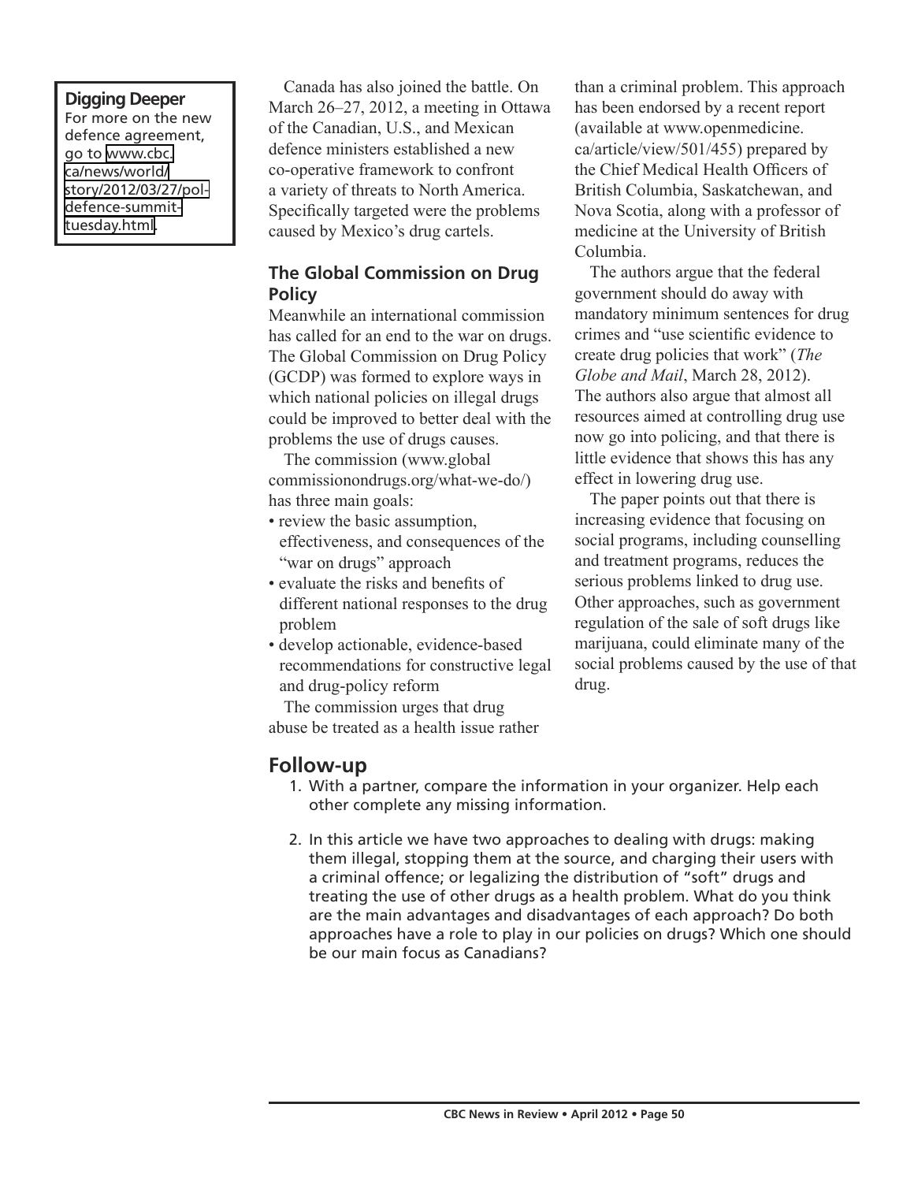**Digging Deeper**

For more on the new defence agreement, go to www.cbc.ca/news/world/story/2012/03/27/pol-defence-summit-tuesday.html.

Canada has also joined the battle. On March 26–27, 2012, a meeting in Ottawa of the Canadian, U.S., and Mexican defence ministers established a new co-operative framework to confront a variety of threats to North America. Specifically targeted were the problems caused by Mexico's drug cartels.

### The Global Commission on Drug Policy

Meanwhile an international commission has called for an end to the war on drugs. The Global Commission on Drug Policy (GCDP) was formed to explore ways in which national policies on illegal drugs could be improved to better deal with the problems the use of drugs causes.

The commission (www.globalcommissionondrugs.org/what-we-do/) has three main goals:

- review the basic assumption, effectiveness, and consequences of the "war on drugs" approach
- evaluate the risks and benefits of different national responses to the drug problem
- develop actionable, evidence-based recommendations for constructive legal and drug-policy reform

The commission urges that drug abuse be treated as a health issue rather than a criminal problem. This approach has been endorsed by a recent report (available at www.openmedicine.ca/article/view/501/455) prepared by the Chief Medical Health Officers of British Columbia, Saskatchewan, and Nova Scotia, along with a professor of medicine at the University of British Columbia.

The authors argue that the federal government should do away with mandatory minimum sentences for drug crimes and "use scientific evidence to create drug policies that work" (*The Globe and Mail*, March 28, 2012). The authors also argue that almost all resources aimed at controlling drug use now go into policing, and that there is little evidence that shows this has any effect in lowering drug use.

The paper points out that there is increasing evidence that focusing on social programs, including counselling and treatment programs, reduces the serious problems linked to drug use. Other approaches, such as government regulation of the sale of soft drugs like marijuana, could eliminate many of the social problems caused by the use of that drug.

## Follow-up

1. With a partner, compare the information in your organizer. Help each other complete any missing information.
2. In this article we have two approaches to dealing with drugs: making them illegal, stopping them at the source, and charging their users with a criminal offence; or legalizing the distribution of "soft" drugs and treating the use of other drugs as a health problem. What do you think are the main advantages and disadvantages of each approach? Do both approaches have a role to play in our policies on drugs? Which one should be our main focus as Canadians?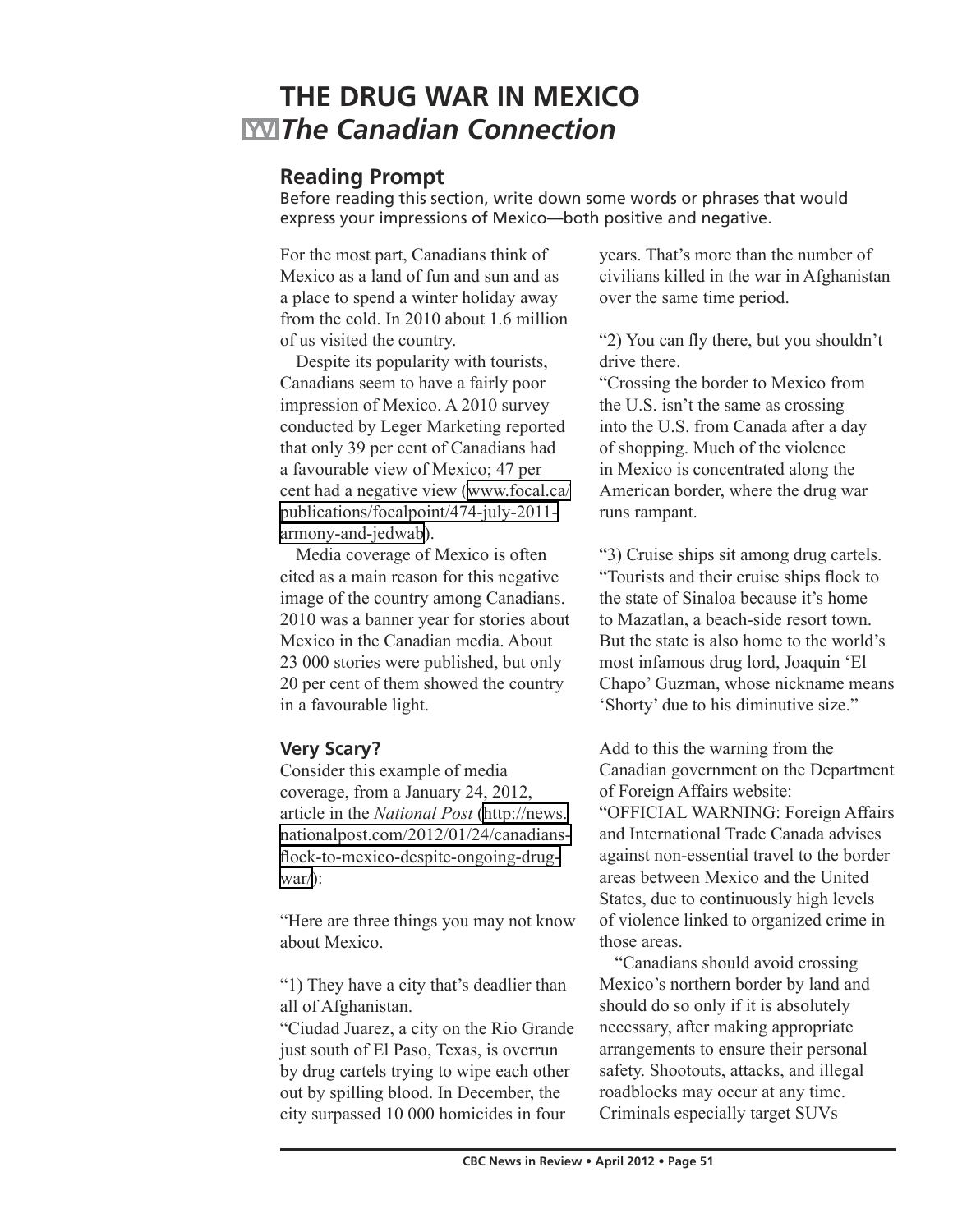# THE DRUG WAR IN MEXICO

## *The Canadian Connection*

### Reading Prompt

Before reading this section, write down some words or phrases that would express your impressions of Mexico—both positive and negative.

For the most part, Canadians think of Mexico as a land of fun and sun and as a place to spend a winter holiday away from the cold. In 2010 about 1.6 million of us visited the country.

Despite its popularity with tourists, Canadians seem to have a fairly poor impression of Mexico. A 2010 survey conducted by Leger Marketing reported that only 39 per cent of Canadians had a favourable view of Mexico; 47 per cent had a negative view (www.focal.ca/publications/focalpoint/474-july-2011-armony-and-jedwab).

Media coverage of Mexico is often cited as a main reason for this negative image of the country among Canadians. 2010 was a banner year for stories about Mexico in the Canadian media. About 23 000 stories were published, but only 20 per cent of them showed the country in a favourable light.

### Very Scary?

Consider this example of media coverage, from a January 24, 2012, article in the *National Post* (http://news.nationalpost.com/2012/01/24/canadians-flock-to-mexico-despite-ongoing-drug-war/):

"Here are three things you may not know about Mexico.

"1) They have a city that's deadlier than all of Afghanistan.
"Ciudad Juarez, a city on the Rio Grande just south of El Paso, Texas, is overrun by drug cartels trying to wipe each other out by spilling blood. In December, the city surpassed 10 000 homicides in four years. That's more than the number of civilians killed in the war in Afghanistan over the same time period.

"2) You can fly there, but you shouldn't drive there.
"Crossing the border to Mexico from the U.S. isn't the same as crossing into the U.S. from Canada after a day of shopping. Much of the violence in Mexico is concentrated along the American border, where the drug war runs rampant.

"3) Cruise ships sit among drug cartels.
"Tourists and their cruise ships flock to the state of Sinaloa because it's home to Mazatlan, a beach-side resort town. But the state is also home to the world's most infamous drug lord, Joaquin 'El Chapo' Guzman, whose nickname means 'Shorty' due to his diminutive size."

Add to this the warning from the Canadian government on the Department of Foreign Affairs website:
"OFFICIAL WARNING: Foreign Affairs and International Trade Canada advises against non-essential travel to the border areas between Mexico and the United States, due to continuously high levels of violence linked to organized crime in those areas.

"Canadians should avoid crossing Mexico's northern border by land and should do so only if it is absolutely necessary, after making appropriate arrangements to ensure their personal safety. Shootouts, attacks, and illegal roadblocks may occur at any time. Criminals especially target SUVs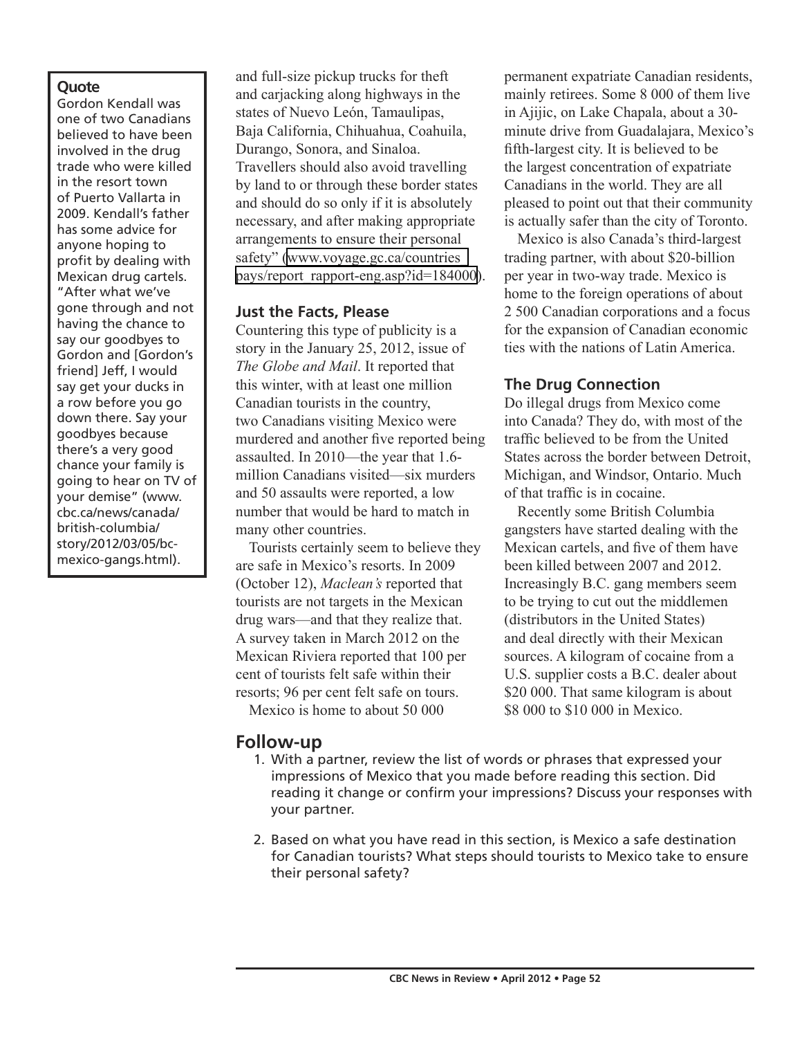**Quote**

Gordon Kendall was one of two Canadians believed to have been involved in the drug trade who were killed in the resort town of Puerto Vallarta in 2009. Kendall's father has some advice for anyone hoping to profit by dealing with Mexican drug cartels. "After what we've gone through and not having the chance to say our goodbyes to Gordon and [Gordon's friend] Jeff, I would say get your ducks in a row before you go down there. Say your goodbyes because there's a very good chance your family is going to hear on TV of your demise" (www.cbc.ca/news/canada/british-columbia/story/2012/03/05/bc-mexico-gangs.html).

and full-size pickup trucks for theft and carjacking along highways in the states of Nuevo León, Tamaulipas, Baja California, Chihuahua, Coahuila, Durango, Sonora, and Sinaloa. Travellers should also avoid travelling by land to or through these border states and should do so only if it is absolutely necessary, and after making appropriate arrangements to ensure their personal safety" (www.voyage.gc.ca/countries_pays/report_rapport-eng.asp?id=184000).

### Just the Facts, Please

Countering this type of publicity is a story in the January 25, 2012, issue of *The Globe and Mail*. It reported that this winter, with at least one million Canadian tourists in the country, two Canadians visiting Mexico were murdered and another five reported being assaulted. In 2010—the year that 1.6-million Canadians visited—six murders and 50 assaults were reported, a low number that would be hard to match in many other countries.

Tourists certainly seem to believe they are safe in Mexico's resorts. In 2009 (October 12), *Maclean's* reported that tourists are not targets in the Mexican drug wars—and that they realize that. A survey taken in March 2012 on the Mexican Riviera reported that 100 per cent of tourists felt safe within their resorts; 96 per cent felt safe on tours.

Mexico is home to about 50 000 permanent expatriate Canadian residents, mainly retirees. Some 8 000 of them live in Ajijic, on Lake Chapala, about a 30-minute drive from Guadalajara, Mexico's fifth-largest city. It is believed to be the largest concentration of expatriate Canadians in the world. They are all pleased to point out that their community is actually safer than the city of Toronto.

Mexico is also Canada's third-largest trading partner, with about $20-billion per year in two-way trade. Mexico is home to the foreign operations of about 2 500 Canadian corporations and a focus for the expansion of Canadian economic ties with the nations of Latin America.

### The Drug Connection

Do illegal drugs from Mexico come into Canada? They do, with most of the traffic believed to be from the United States across the border between Detroit, Michigan, and Windsor, Ontario. Much of that traffic is in cocaine.

Recently some British Columbia gangsters have started dealing with the Mexican cartels, and five of them have been killed between 2007 and 2012. Increasingly B.C. gang members seem to be trying to cut out the middlemen (distributors in the United States) and deal directly with their Mexican sources. A kilogram of cocaine from a U.S. supplier costs a B.C. dealer about $20 000. That same kilogram is about $8 000 to $10 000 in Mexico.

## Follow-up

1. With a partner, review the list of words or phrases that expressed your impressions of Mexico that you made before reading this section. Did reading it change or confirm your impressions? Discuss your responses with your partner.
2. Based on what you have read in this section, is Mexico a safe destination for Canadian tourists? What steps should tourists to Mexico take to ensure their personal safety?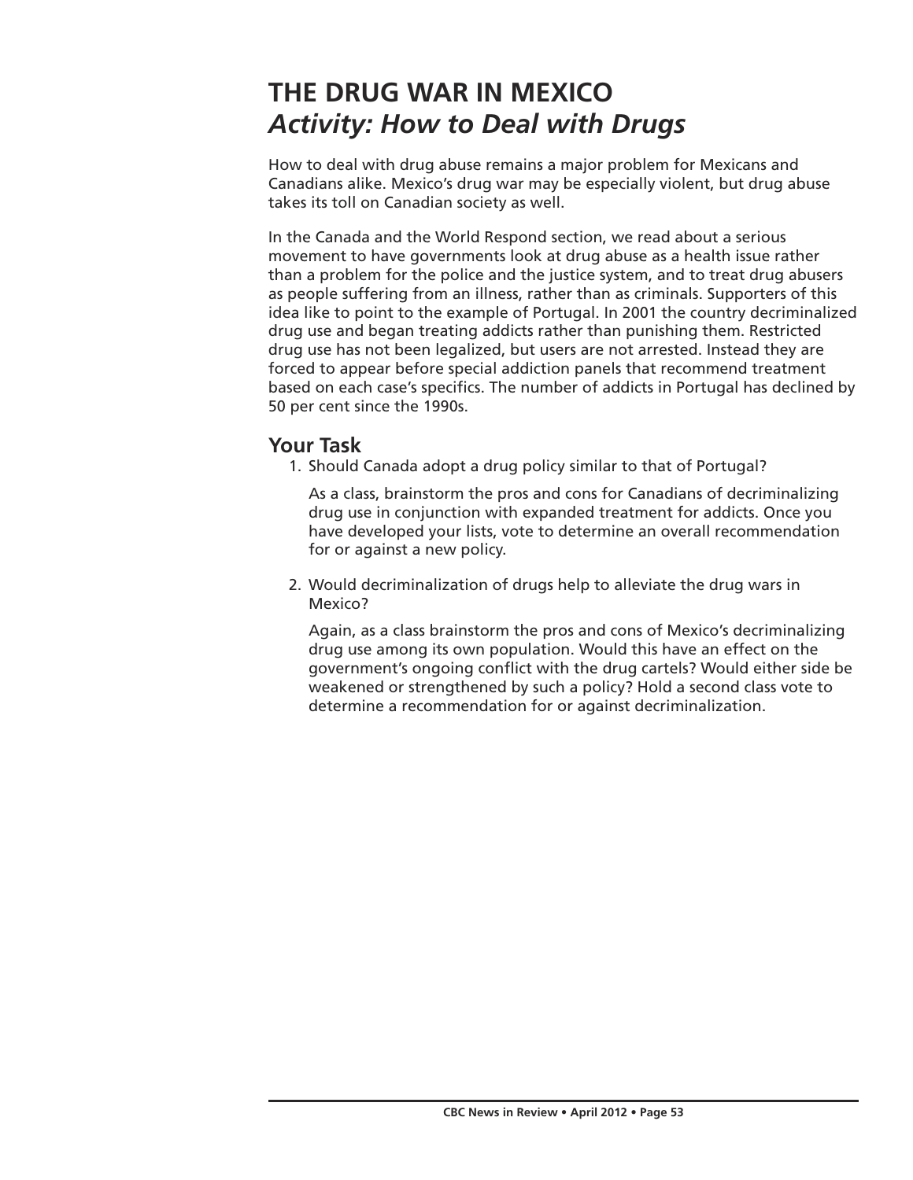# THE DRUG WAR IN MEXICO
## *Activity: How to Deal with Drugs*

How to deal with drug abuse remains a major problem for Mexicans and Canadians alike. Mexico's drug war may be especially violent, but drug abuse takes its toll on Canadian society as well.

In the Canada and the World Respond section, we read about a serious movement to have governments look at drug abuse as a health issue rather than a problem for the police and the justice system, and to treat drug abusers as people suffering from an illness, rather than as criminals. Supporters of this idea like to point to the example of Portugal. In 2001 the country decriminalized drug use and began treating addicts rather than punishing them. Restricted drug use has not been legalized, but users are not arrested. Instead they are forced to appear before special addiction panels that recommend treatment based on each case's specifics. The number of addicts in Portugal has declined by 50 per cent since the 1990s.

### Your Task

1. Should Canada adopt a drug policy similar to that of Portugal?

   As a class, brainstorm the pros and cons for Canadians of decriminalizing drug use in conjunction with expanded treatment for addicts. Once you have developed your lists, vote to determine an overall recommendation for or against a new policy.

2. Would decriminalization of drugs help to alleviate the drug wars in Mexico?

   Again, as a class brainstorm the pros and cons of Mexico's decriminalizing drug use among its own population. Would this have an effect on the government's ongoing conflict with the drug cartels? Would either side be weakened or strengthened by such a policy? Hold a second class vote to determine a recommendation for or against decriminalization.